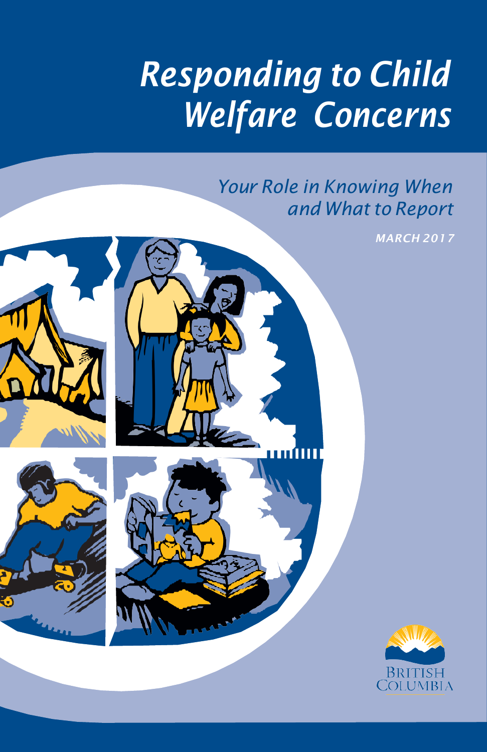# Responding to Child Welfare Concerns

## Your Role in Knowing When and What to Report

*MARCH 2017*

BRITISH COLUMBIA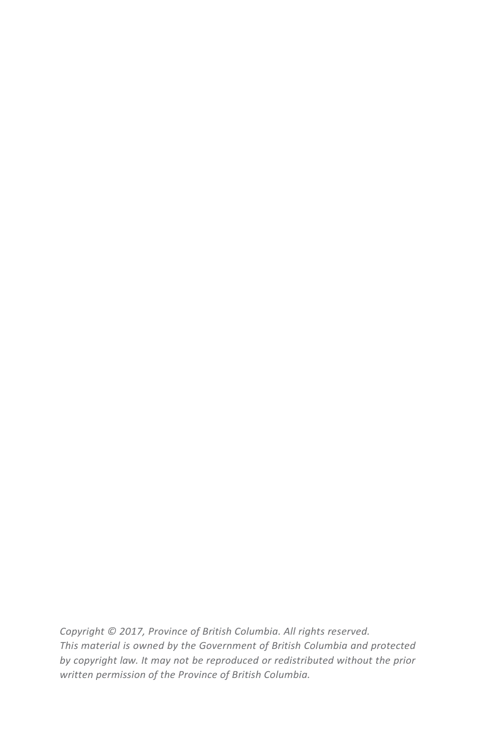*Copyright © 2017, Province of British Columbia. All rights reserved.*
*This material is owned by the Government of British Columbia and protected by copyright law. It may not be reproduced or redistributed without the prior written permission of the Province of British Columbia.*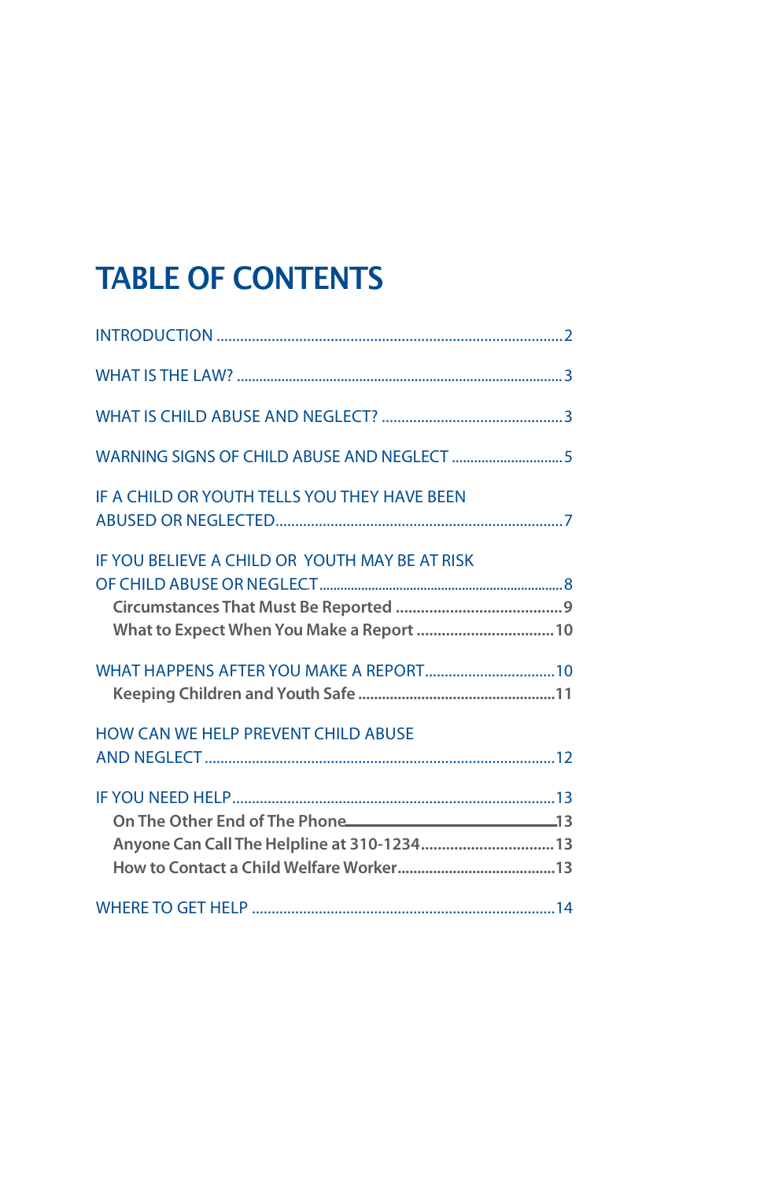# TABLE OF CONTENTS

INTRODUCTION ........................................................................................2

WHAT IS THE LAW? ....................................................................................3

WHAT IS CHILD ABUSE AND NEGLECT? ............................................3

WARNING SIGNS OF CHILD ABUSE AND NEGLECT ............................5

IF A CHILD OR YOUTH TELLS YOU THEY HAVE BEEN ABUSED OR NEGLECTED........................................................................7

IF YOU BELIEVE A CHILD OR YOUTH MAY BE AT RISK OF CHILD ABUSE OR NEGLECT..........................................................................8

- **Circumstances That Must Be Reported** ........................................9
- **What to Expect When You Make a Report** ..................................10

WHAT HAPPENS AFTER YOU MAKE A REPORT..................................10

- **Keeping Children and Youth Safe** .................................................11

HOW CAN WE HELP PREVENT CHILD ABUSE AND NEGLECT ........................................................................................12

IF YOU NEED HELP.................................................................................13

- **On The Other End of The Phone**......................................................13
- **Anyone Can Call The Helpline at 310-1234**.................................13
- **How to Contact a Child Welfare Worker**.......................................13

WHERE TO GET HELP ............................................................................14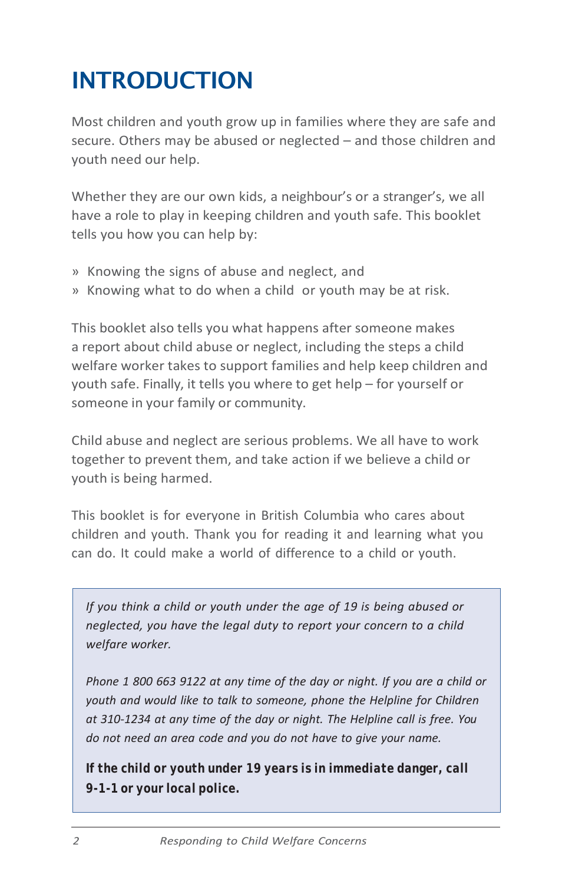# INTRODUCTION

Most children and youth grow up in families where they are safe and secure. Others may be abused or neglected – and those children and youth need our help.

Whether they are our own kids, a neighbour's or a stranger's, we all have a role to play in keeping children and youth safe. This booklet tells you how you can help by:

» Knowing the signs of abuse and neglect, and
» Knowing what to do when a child or youth may be at risk.

This booklet also tells you what happens after someone makes a report about child abuse or neglect, including the steps a child welfare worker takes to support families and help keep children and youth safe. Finally, it tells you where to get help – for yourself or someone in your family or community.

Child abuse and neglect are serious problems. We all have to work together to prevent them, and take action if we believe a child or youth is being harmed.

This booklet is for everyone in British Columbia who cares about children and youth. Thank you for reading it and learning what you can do. It could make a world of difference to a child or youth.

*If you think a child or youth under the age of 19 is being abused or neglected, you have the legal duty to report your concern to a child welfare worker.*

*Phone 1 800 663 9122 at any time of the day or night. If you are a child or youth and would like to talk to someone, phone the Helpline for Children at 310-1234 at any time of the day or night. The Helpline call is free. You do not need an area code and you do not have to give your name.*

***If the child or youth under 19 years is in immediate danger, call 9-1-1 or your local police.***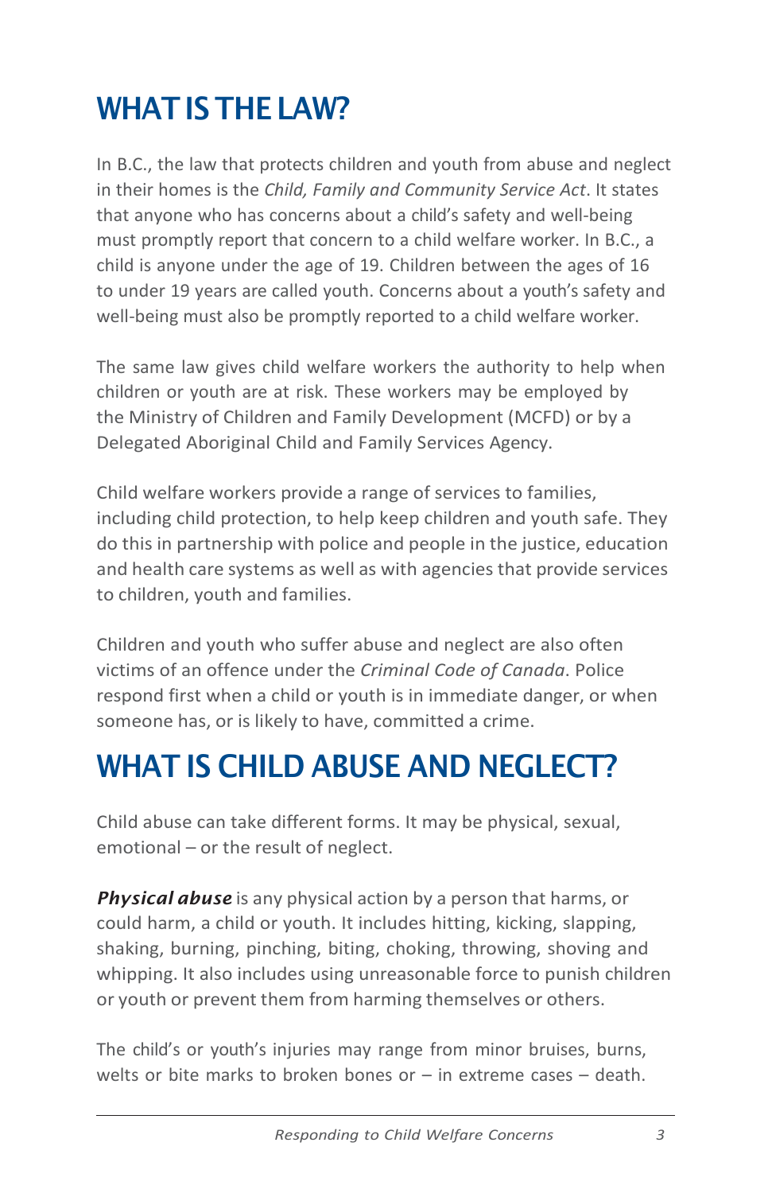# WHAT IS THE LAW?

In B.C., the law that protects children and youth from abuse and neglect in their homes is the *Child, Family and Community Service Act*. It states that anyone who has concerns about a child's safety and well-being must promptly report that concern to a child welfare worker. In B.C., a child is anyone under the age of 19. Children between the ages of 16 to under 19 years are called youth. Concerns about a youth's safety and well-being must also be promptly reported to a child welfare worker.

The same law gives child welfare workers the authority to help when children or youth are at risk. These workers may be employed by the Ministry of Children and Family Development (MCFD) or by a Delegated Aboriginal Child and Family Services Agency.

Child welfare workers provide a range of services to families, including child protection, to help keep children and youth safe. They do this in partnership with police and people in the justice, education and health care systems as well as with agencies that provide services to children, youth and families.

Children and youth who suffer abuse and neglect are also often victims of an offence under the *Criminal Code of Canada*. Police respond first when a child or youth is in immediate danger, or when someone has, or is likely to have, committed a crime.

# WHAT IS CHILD ABUSE AND NEGLECT?

Child abuse can take different forms. It may be physical, sexual, emotional – or the result of neglect.

***Physical abuse*** is any physical action by a person that harms, or could harm, a child or youth. It includes hitting, kicking, slapping, shaking, burning, pinching, biting, choking, throwing, shoving and whipping. It also includes using unreasonable force to punish children or youth or prevent them from harming themselves or others.

The child's or youth's injuries may range from minor bruises, burns, welts or bite marks to broken bones or – in extreme cases – death.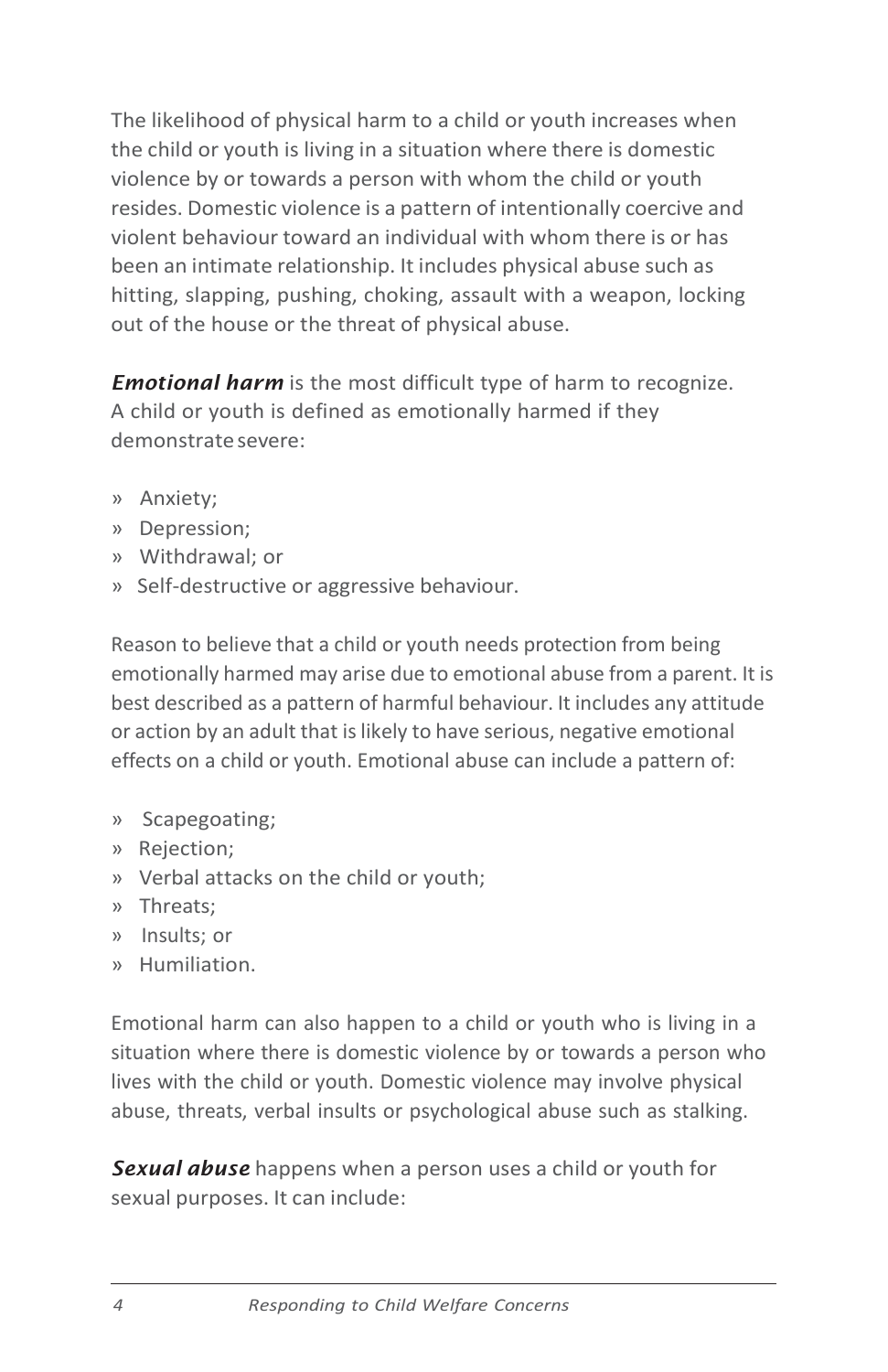The likelihood of physical harm to a child or youth increases when the child or youth is living in a situation where there is domestic violence by or towards a person with whom the child or youth resides. Domestic violence is a pattern of intentionally coercive and violent behaviour toward an individual with whom there is or has been an intimate relationship. It includes physical abuse such as hitting, slapping, pushing, choking, assault with a weapon, locking out of the house or the threat of physical abuse.

***Emotional harm*** is the most difficult type of harm to recognize. A child or youth is defined as emotionally harmed if they demonstrate severe:

- Anxiety;
- Depression;
- Withdrawal; or
- Self-destructive or aggressive behaviour.

Reason to believe that a child or youth needs protection from being emotionally harmed may arise due to emotional abuse from a parent. It is best described as a pattern of harmful behaviour. It includes any attitude or action by an adult that is likely to have serious, negative emotional effects on a child or youth. Emotional abuse can include a pattern of:

- Scapegoating;
- Rejection;
- Verbal attacks on the child or youth;
- Threats;
- Insults; or
- Humiliation.

Emotional harm can also happen to a child or youth who is living in a situation where there is domestic violence by or towards a person who lives with the child or youth. Domestic violence may involve physical abuse, threats, verbal insults or psychological abuse such as stalking.

***Sexual abuse*** happens when a person uses a child or youth for sexual purposes. It can include: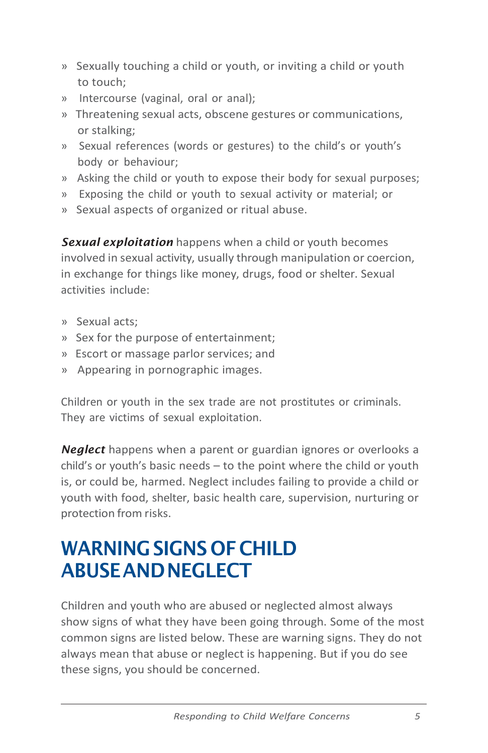- Sexually touching a child or youth, or inviting a child or youth to touch;
- Intercourse (vaginal, oral or anal);
- Threatening sexual acts, obscene gestures or communications, or stalking;
- Sexual references (words or gestures) to the child's or youth's body or behaviour;
- Asking the child or youth to expose their body for sexual purposes;
- Exposing the child or youth to sexual activity or material; or
- Sexual aspects of organized or ritual abuse.

***Sexual exploitation*** happens when a child or youth becomes involved in sexual activity, usually through manipulation or coercion, in exchange for things like money, drugs, food or shelter. Sexual activities include:

- Sexual acts;
- Sex for the purpose of entertainment;
- Escort or massage parlor services; and
- Appearing in pornographic images.

Children or youth in the sex trade are not prostitutes or criminals. They are victims of sexual exploitation.

***Neglect*** happens when a parent or guardian ignores or overlooks a child's or youth's basic needs – to the point where the child or youth is, or could be, harmed. Neglect includes failing to provide a child or youth with food, shelter, basic health care, supervision, nurturing or protection from risks.

# WARNING SIGNS OF CHILD ABUSE AND NEGLECT

Children and youth who are abused or neglected almost always show signs of what they have been going through. Some of the most common signs are listed below. These are warning signs. They do not always mean that abuse or neglect is happening. But if you do see these signs, you should be concerned.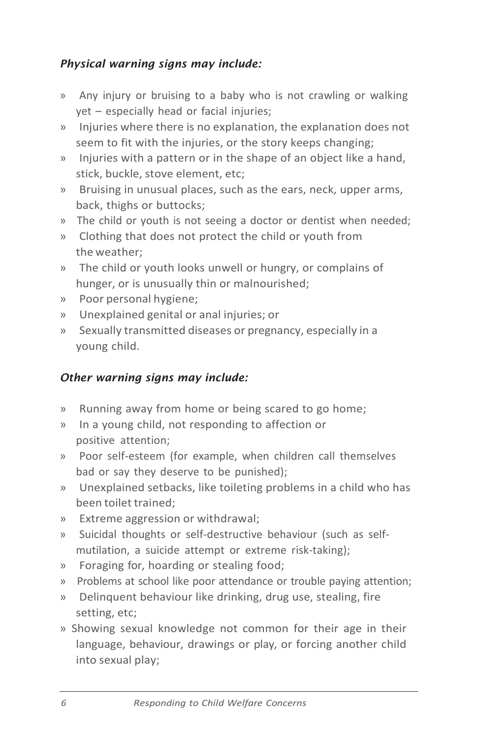*Physical warning signs may include:*

- Any injury or bruising to a baby who is not crawling or walking yet – especially head or facial injuries;
- Injuries where there is no explanation, the explanation does not seem to fit with the injuries, or the story keeps changing;
- Injuries with a pattern or in the shape of an object like a hand, stick, buckle, stove element, etc;
- Bruising in unusual places, such as the ears, neck, upper arms, back, thighs or buttocks;
- The child or youth is not seeing a doctor or dentist when needed;
- Clothing that does not protect the child or youth from the weather;
- The child or youth looks unwell or hungry, or complains of hunger, or is unusually thin or malnourished;
- Poor personal hygiene;
- Unexplained genital or anal injuries; or
- Sexually transmitted diseases or pregnancy, especially in a young child.

*Other warning signs may include:*

- Running away from home or being scared to go home;
- In a young child, not responding to affection or positive attention;
- Poor self-esteem (for example, when children call themselves bad or say they deserve to be punished);
- Unexplained setbacks, like toileting problems in a child who has been toilet trained;
- Extreme aggression or withdrawal;
- Suicidal thoughts or self-destructive behaviour (such as self-mutilation, a suicide attempt or extreme risk-taking);
- Foraging for, hoarding or stealing food;
- Problems at school like poor attendance or trouble paying attention;
- Delinquent behaviour like drinking, drug use, stealing, fire setting, etc;
- Showing sexual knowledge not common for their age in their language, behaviour, drawings or play, or forcing another child into sexual play;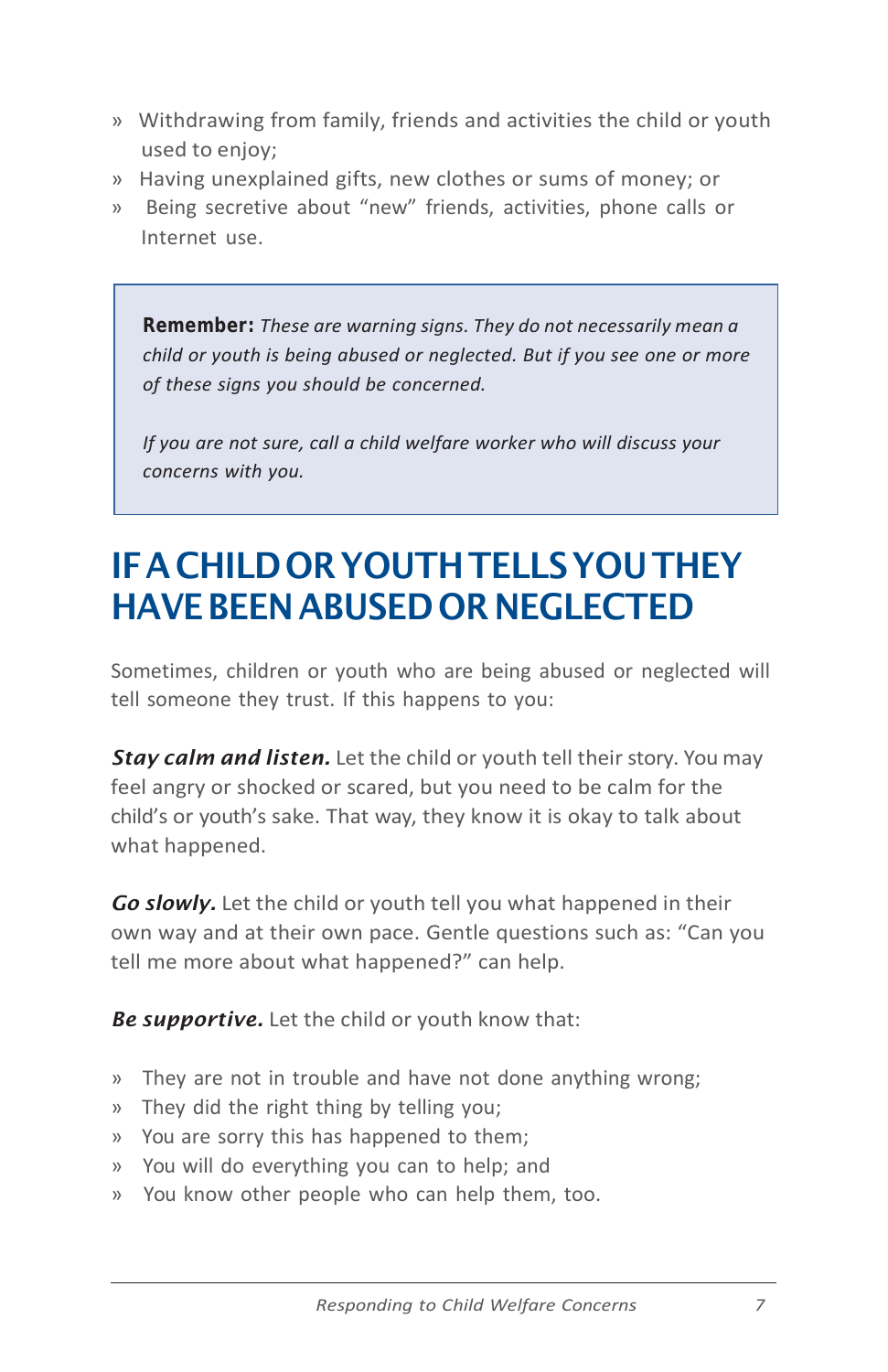- Withdrawing from family, friends and activities the child or youth used to enjoy;
- Having unexplained gifts, new clothes or sums of money; or
- Being secretive about "new" friends, activities, phone calls or Internet use.

> **Remember:** *These are warning signs. They do not necessarily mean a child or youth is being abused or neglected. But if you see one or more of these signs you should be concerned.*
>
> *If you are not sure, call a child welfare worker who will discuss your concerns with you.*

## IF A CHILD OR YOUTH TELLS YOU THEY HAVE BEEN ABUSED OR NEGLECTED

Sometimes, children or youth who are being abused or neglected will tell someone they trust. If this happens to you:

***Stay calm and listen.*** Let the child or youth tell their story. You may feel angry or shocked or scared, but you need to be calm for the child's or youth's sake. That way, they know it is okay to talk about what happened.

***Go slowly.*** Let the child or youth tell you what happened in their own way and at their own pace. Gentle questions such as: "Can you tell me more about what happened?" can help.

***Be supportive.*** Let the child or youth know that:

- They are not in trouble and have not done anything wrong;
- They did the right thing by telling you;
- You are sorry this has happened to them;
- You will do everything you can to help; and
- You know other people who can help them, too.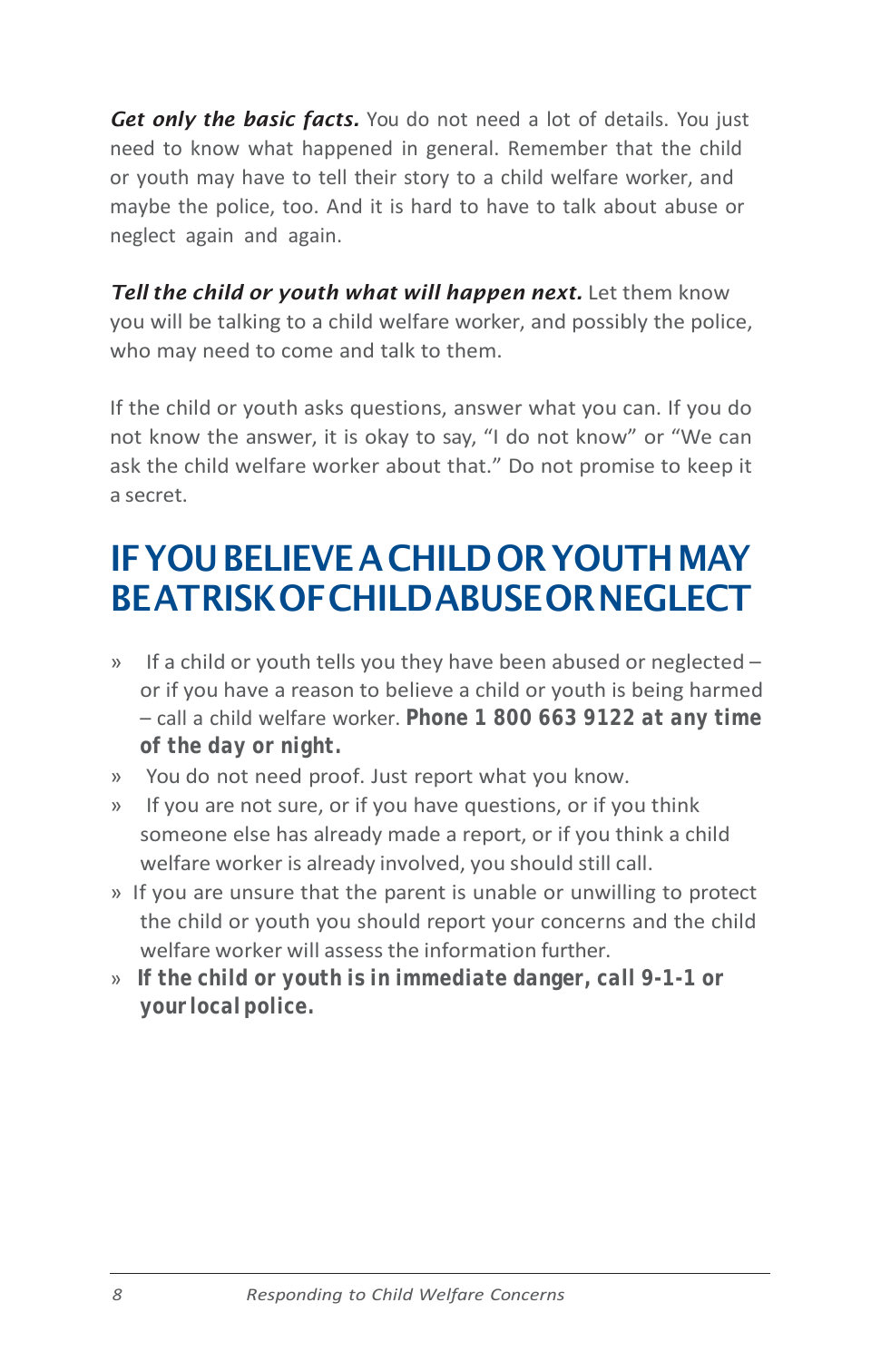***Get only the basic facts.*** You do not need a lot of details. You just need to know what happened in general. Remember that the child or youth may have to tell their story to a child welfare worker, and maybe the police, too. And it is hard to have to talk about abuse or neglect again and again.

***Tell the child or youth what will happen next.*** Let them know you will be talking to a child welfare worker, and possibly the police, who may need to come and talk to them.

If the child or youth asks questions, answer what you can. If you do not know the answer, it is okay to say, "I do not know" or "We can ask the child welfare worker about that." Do not promise to keep it a secret.

## IF YOU BELIEVE A CHILD OR YOUTH MAY BE AT RISK OF CHILD ABUSE OR NEGLECT

- If a child or youth tells you they have been abused or neglected – or if you have a reason to believe a child or youth is being harmed – call a child welfare worker. **Phone 1 800 663 9122 at any time of the day or night.**
- You do not need proof. Just report what you know.
- If you are not sure, or if you have questions, or if you think someone else has already made a report, or if you think a child welfare worker is already involved, you should still call.
- If you are unsure that the parent is unable or unwilling to protect the child or youth you should report your concerns and the child welfare worker will assess the information further.
- ***If the child or youth is in immediate danger, call 9-1-1 or your local police.***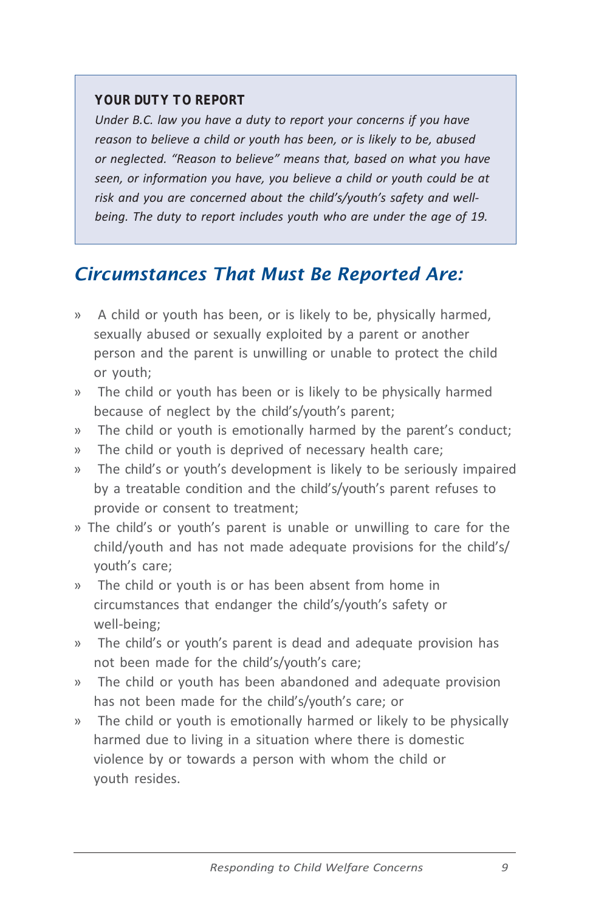**YOUR DUTY TO REPORT**

*Under B.C. law you have a duty to report your concerns if you have reason to believe a child or youth has been, or is likely to be, abused or neglected. "Reason to believe" means that, based on what you have seen, or information you have, you believe a child or youth could be at risk and you are concerned about the child's/youth's safety and well-being. The duty to report includes youth who are under the age of 19.*

## *Circumstances That Must Be Reported Are:*

- A child or youth has been, or is likely to be, physically harmed, sexually abused or sexually exploited by a parent or another person and the parent is unwilling or unable to protect the child or youth;
- The child or youth has been or is likely to be physically harmed because of neglect by the child's/youth's parent;
- The child or youth is emotionally harmed by the parent's conduct;
- The child or youth is deprived of necessary health care;
- The child's or youth's development is likely to be seriously impaired by a treatable condition and the child's/youth's parent refuses to provide or consent to treatment;
- The child's or youth's parent is unable or unwilling to care for the child/youth and has not made adequate provisions for the child's/youth's care;
- The child or youth is or has been absent from home in circumstances that endanger the child's/youth's safety or well-being;
- The child's or youth's parent is dead and adequate provision has not been made for the child's/youth's care;
- The child or youth has been abandoned and adequate provision has not been made for the child's/youth's care; or
- The child or youth is emotionally harmed or likely to be physically harmed due to living in a situation where there is domestic violence by or towards a person with whom the child or youth resides.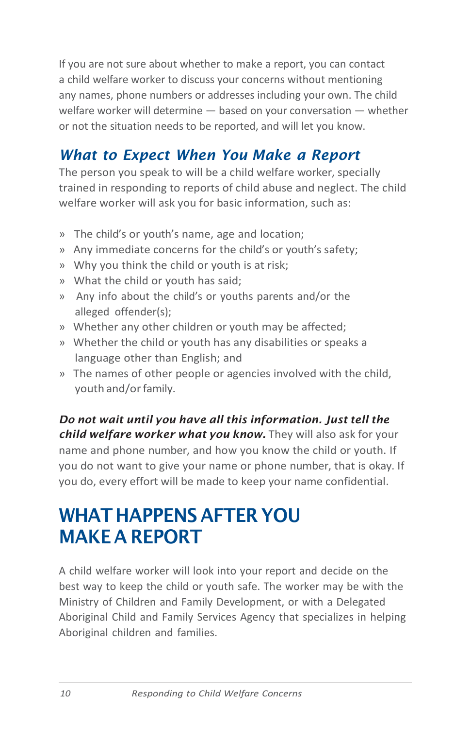If you are not sure about whether to make a report, you can contact a child welfare worker to discuss your concerns without mentioning any names, phone numbers or addresses including your own. The child welfare worker will determine — based on your conversation — whether or not the situation needs to be reported, and will let you know.

## *What to Expect When You Make a Report*

The person you speak to will be a child welfare worker, specially trained in responding to reports of child abuse and neglect. The child welfare worker will ask you for basic information, such as:

- The child's or youth's name, age and location;
- Any immediate concerns for the child's or youth's safety;
- Why you think the child or youth is at risk;
- What the child or youth has said;
- Any info about the child's or youths parents and/or the alleged offender(s);
- Whether any other children or youth may be affected;
- Whether the child or youth has any disabilities or speaks a language other than English; and
- The names of other people or agencies involved with the child, youth and/or family.

***Do not wait until you have all this information. Just tell the child welfare worker what you know.*** They will also ask for your name and phone number, and how you know the child or youth. If you do not want to give your name or phone number, that is okay. If you do, every effort will be made to keep your name confidential.

# WHAT HAPPENS AFTER YOU MAKE A REPORT

A child welfare worker will look into your report and decide on the best way to keep the child or youth safe. The worker may be with the Ministry of Children and Family Development, or with a Delegated Aboriginal Child and Family Services Agency that specializes in helping Aboriginal children and families.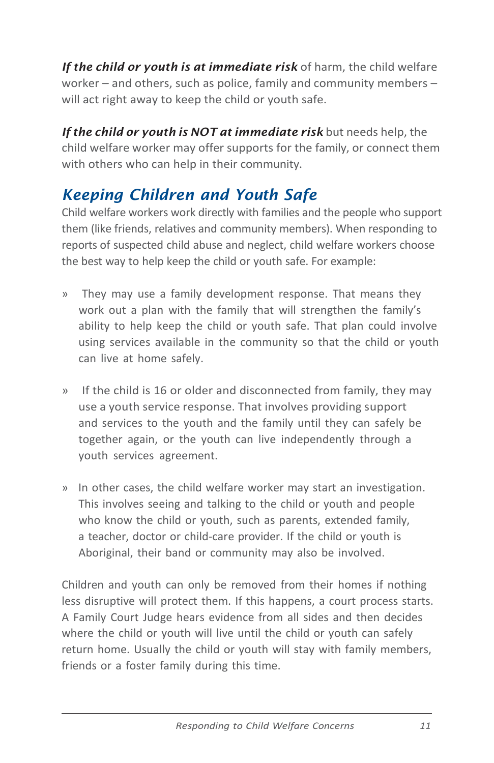***If the child or youth is at immediate risk*** of harm, the child welfare worker – and others, such as police, family and community members – will act right away to keep the child or youth safe.

***If the child or youth is NOT at immediate risk*** but needs help, the child welfare worker may offer supports for the family, or connect them with others who can help in their community.

## *Keeping Children and Youth Safe*

Child welfare workers work directly with families and the people who support them (like friends, relatives and community members). When responding to reports of suspected child abuse and neglect, child welfare workers choose the best way to help keep the child or youth safe. For example:

- They may use a family development response. That means they work out a plan with the family that will strengthen the family's ability to help keep the child or youth safe. That plan could involve using services available in the community so that the child or youth can live at home safely.
- If the child is 16 or older and disconnected from family, they may use a youth service response. That involves providing support and services to the youth and the family until they can safely be together again, or the youth can live independently through a youth services agreement.
- In other cases, the child welfare worker may start an investigation. This involves seeing and talking to the child or youth and people who know the child or youth, such as parents, extended family, a teacher, doctor or child-care provider. If the child or youth is Aboriginal, their band or community may also be involved.

Children and youth can only be removed from their homes if nothing less disruptive will protect them. If this happens, a court process starts. A Family Court Judge hears evidence from all sides and then decides where the child or youth will live until the child or youth can safely return home. Usually the child or youth will stay with family members, friends or a foster family during this time.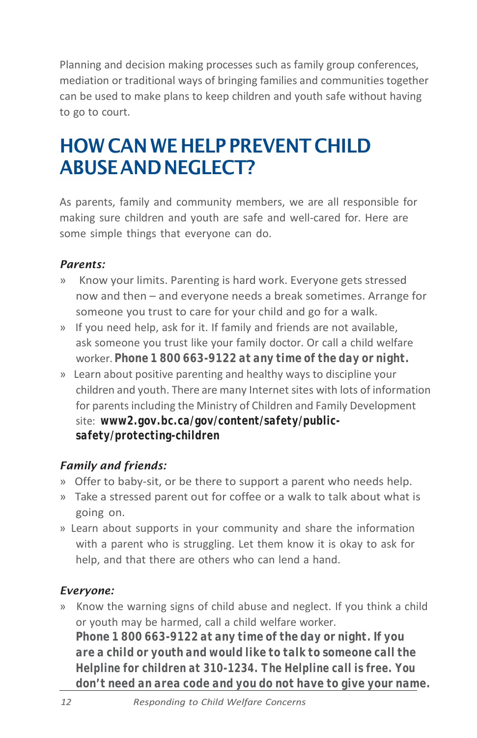Planning and decision making processes such as family group conferences, mediation or traditional ways of bringing families and communities together can be used to make plans to keep children and youth safe without having to go to court.

# HOW CAN WE HELP PREVENT CHILD ABUSE AND NEGLECT?

As parents, family and community members, we are all responsible for making sure children and youth are safe and well-cared for. Here are some simple things that everyone can do.

***Parents:***

» Know your limits. Parenting is hard work. Everyone gets stressed now and then – and everyone needs a break sometimes. Arrange for someone you trust to care for your child and go for a walk.

» If you need help, ask for it. If family and friends are not available, ask someone you trust like your family doctor. Or call a child welfare worker. ***Phone 1 800 663-9122 at any time of the day or night.***

» Learn about positive parenting and healthy ways to discipline your children and youth. There are many Internet sites with lots of information for parents including the Ministry of Children and Family Development site: **www2.gov.bc.ca/gov/content/safety/public-safety/protecting-children**

***Family and friends:***

» Offer to baby-sit, or be there to support a parent who needs help.

» Take a stressed parent out for coffee or a walk to talk about what is going on.

» Learn about supports in your community and share the information with a parent who is struggling. Let them know it is okay to ask for help, and that there are others who can lend a hand.

***Everyone:***

» Know the warning signs of child abuse and neglect. If you think a child or youth may be harmed, call a child welfare worker. ***Phone 1 800 663-9122 at any time of the day or night. If you are a child or youth and would like to talk to someone call the Helpline for children at 310-1234. The Helpline call is free. You don't need an area code and you do not have to give your name.***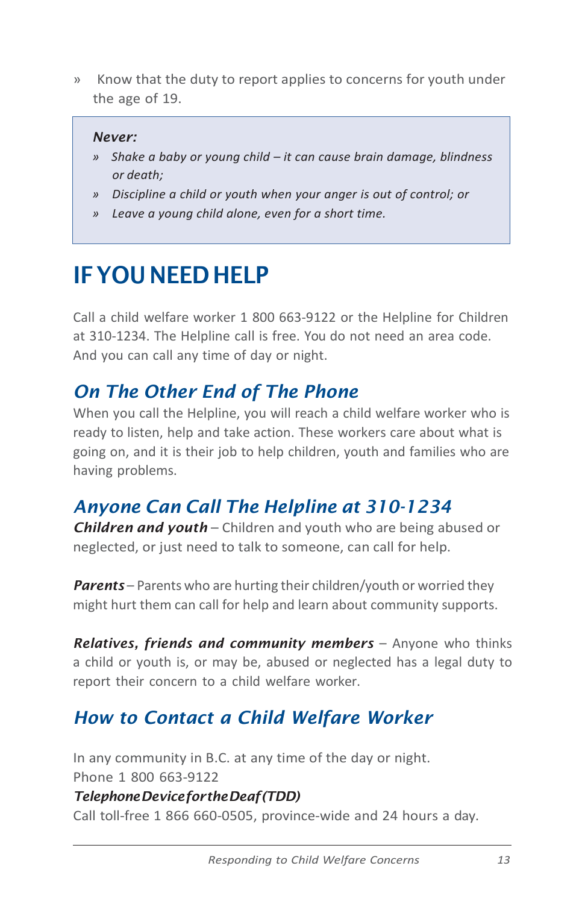» Know that the duty to report applies to concerns for youth under the age of 19.

> ***Never:***
>
> - *Shake a baby or young child – it can cause brain damage, blindness or death;*
> - *Discipline a child or youth when your anger is out of control; or*
> - *Leave a young child alone, even for a short time.*

# IF YOU NEED HELP

Call a child welfare worker 1 800 663-9122 or the Helpline for Children at 310-1234. The Helpline call is free. You do not need an area code. And you can call any time of day or night.

## *On The Other End of The Phone*

When you call the Helpline, you will reach a child welfare worker who is ready to listen, help and take action. These workers care about what is going on, and it is their job to help children, youth and families who are having problems.

## *Anyone Can Call The Helpline at 310-1234*

***Children and youth*** – Children and youth who are being abused or neglected, or just need to talk to someone, can call for help.

***Parents*** – Parents who are hurting their children/youth or worried they might hurt them can call for help and learn about community supports.

***Relatives, friends and community members*** – Anyone who thinks a child or youth is, or may be, abused or neglected has a legal duty to report their concern to a child welfare worker.

## *How to Contact a Child Welfare Worker*

In any community in B.C. at any time of the day or night.
Phone 1 800 663-9122

***Telephone Device for the Deaf (TDD)***

Call toll-free 1 866 660-0505, province-wide and 24 hours a day.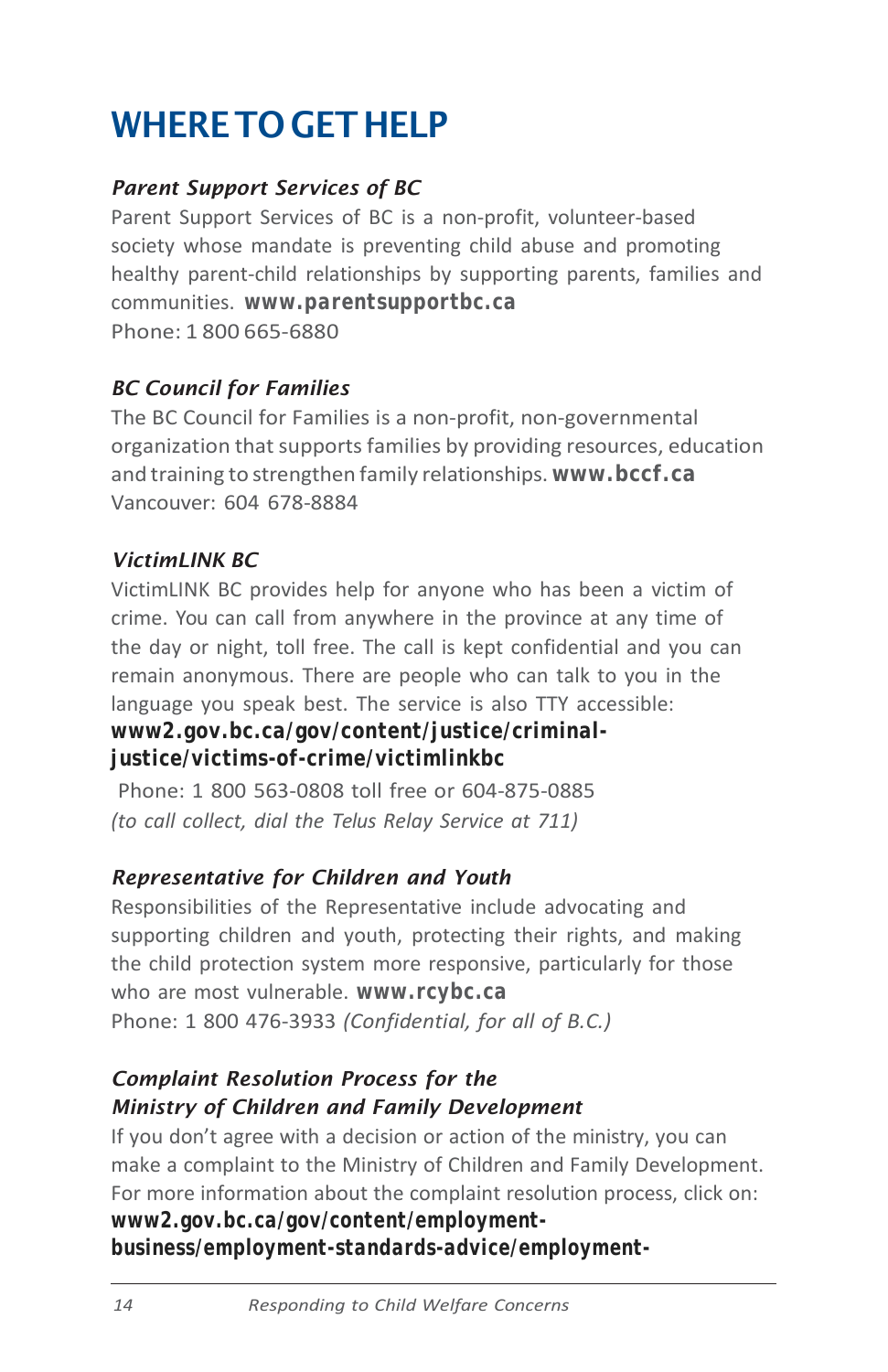# WHERE TO GET HELP

### *Parent Support Services of BC*

Parent Support Services of BC is a non-profit, volunteer-based society whose mandate is preventing child abuse and promoting healthy parent-child relationships by supporting parents, families and communities. **www.parentsupportbc.ca**
Phone: 1 800 665-6880

### *BC Council for Families*

The BC Council for Families is a non-profit, non-governmental organization that supports families by providing resources, education and training to strengthen family relationships. **www.bccf.ca**
Vancouver: 604 678-8884

### *VictimLINK BC*

VictimLINK BC provides help for anyone who has been a victim of crime. You can call from anywhere in the province at any time of the day or night, toll free. The call is kept confidential and you can remain anonymous. There are people who can talk to you in the language you speak best. The service is also TTY accessible:
**www2.gov.bc.ca/gov/content/justice/criminal-justice/victims-of-crime/victimlinkbc**
Phone: 1 800 563-0808 toll free or 604-875-0885
*(to call collect, dial the Telus Relay Service at 711)*

### *Representative for Children and Youth*

Responsibilities of the Representative include advocating and supporting children and youth, protecting their rights, and making the child protection system more responsive, particularly for those who are most vulnerable. **www.rcybc.ca**
Phone: 1 800 476-3933 *(Confidential, for all of B.C.)*

### *Complaint Resolution Process for the Ministry of Children and Family Development*

If you don't agree with a decision or action of the ministry, you can make a complaint to the Ministry of Children and Family Development. For more information about the complaint resolution process, click on:
**www2.gov.bc.ca/gov/content/employment-business/employment-standards-advice/employment-**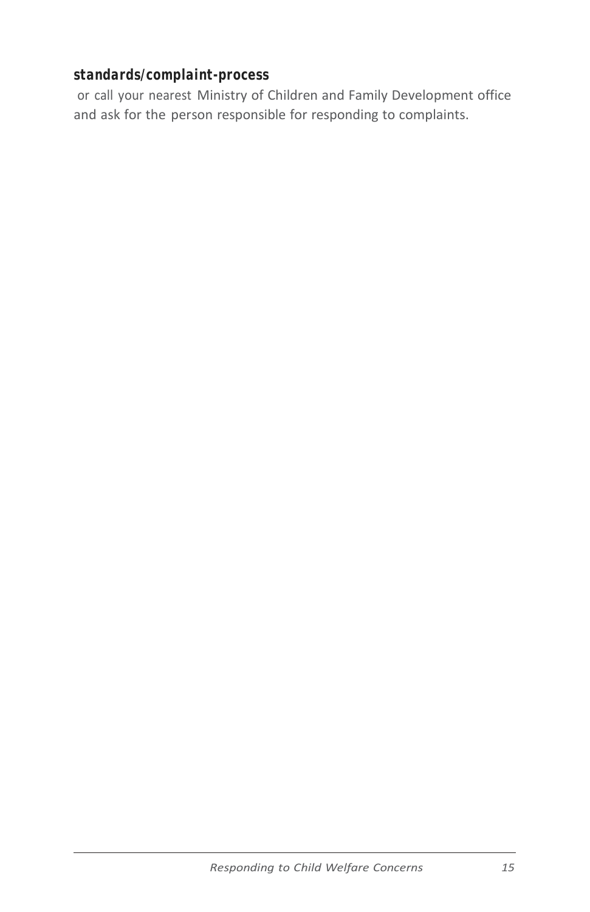**standards/complaint-process** or call your nearest Ministry of Children and Family Development office and ask for the person responsible for responding to complaints.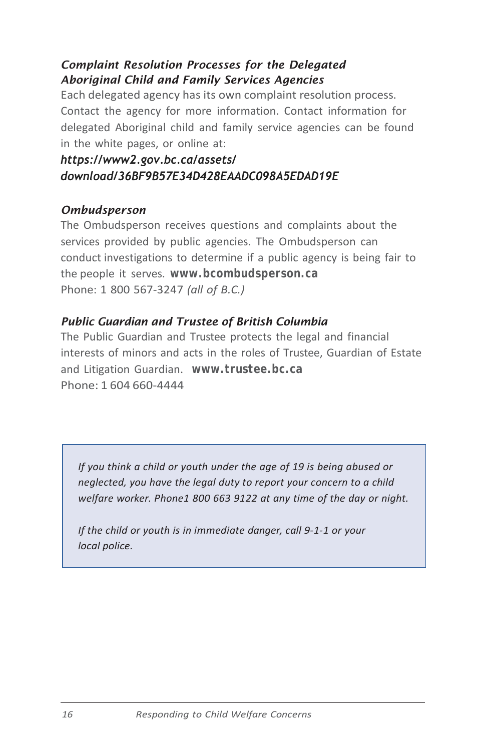### *Complaint Resolution Processes for the Delegated Aboriginal Child and Family Services Agencies*

Each delegated agency has its own complaint resolution process. Contact the agency for more information. Contact information for delegated Aboriginal child and family service agencies can be found in the white pages, or online at:

***https://www2.gov.bc.ca/assets/download/36BF9B57E34D428EAADC098A5EDAD19E***

### *Ombudsperson*

The Ombudsperson receives questions and complaints about the services provided by public agencies. The Ombudsperson can conduct investigations to determine if a public agency is being fair to the people it serves. **www.bcombudsperson.ca**

Phone: 1 800 567-3247 *(all of B.C.)*

### *Public Guardian and Trustee of British Columbia*

The Public Guardian and Trustee protects the legal and financial interests of minors and acts in the roles of Trustee, Guardian of Estate and Litigation Guardian. **www.trustee.bc.ca**

Phone: 1 604 660-4444

> *If you think a child or youth under the age of 19 is being abused or neglected, you have the legal duty to report your concern to a child welfare worker. Phone1 800 663 9122 at any time of the day or night.*
>
> *If the child or youth is in immediate danger, call 9-1-1 or your local police.*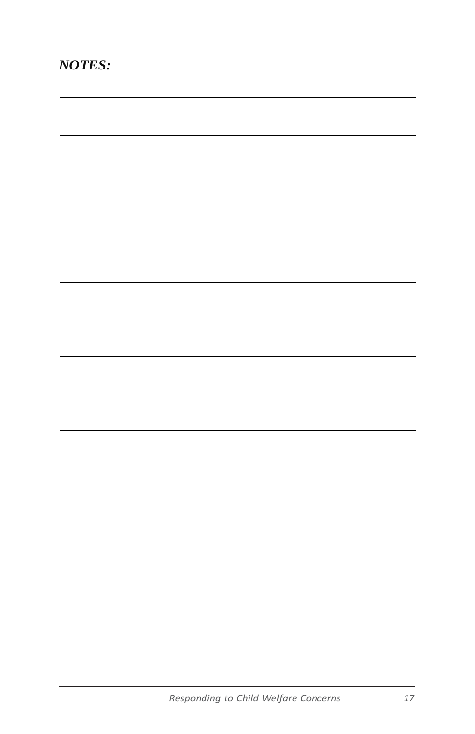***NOTES:***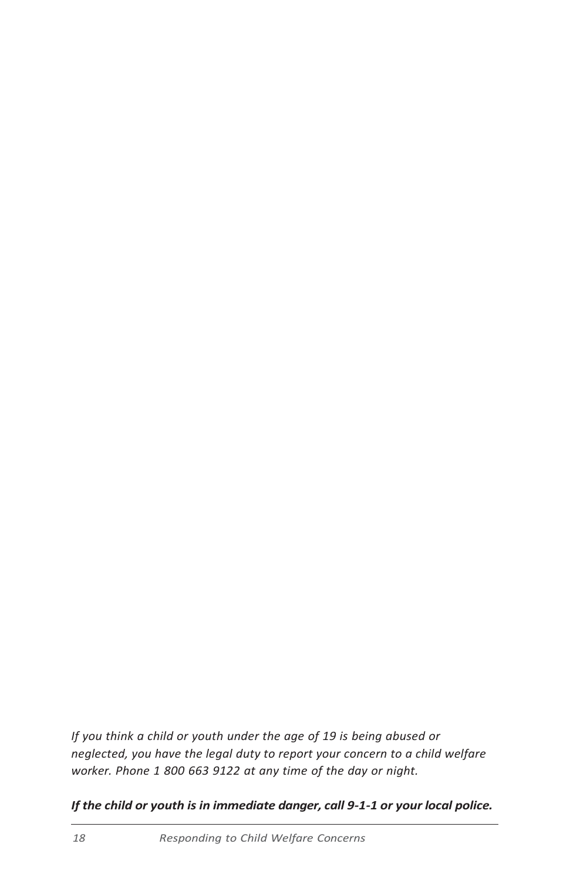*If you think a child or youth under the age of 19 is being abused or neglected, you have the legal duty to report your concern to a child welfare worker. Phone 1 800 663 9122 at any time of the day or night.*

***If the child or youth is in immediate danger, call 9-1-1 or your local police.***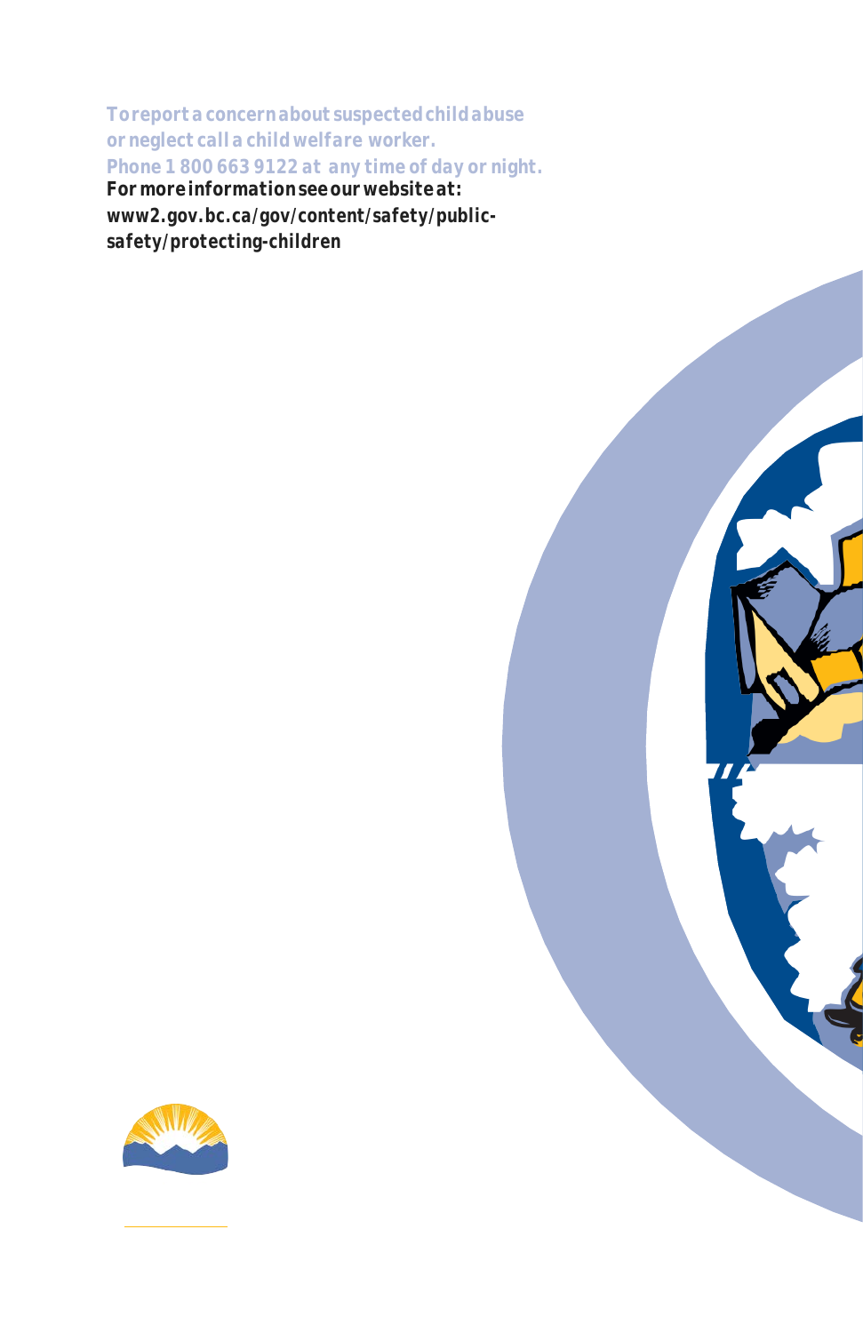**To report a concern about suspected child abuse or neglect call a child welfare worker.**
**Phone 1 800 663 9122 at any time of day or night.**

**For more information see our website at:**
**www2.gov.bc.ca/gov/content/safety/public-safety/protecting-children**